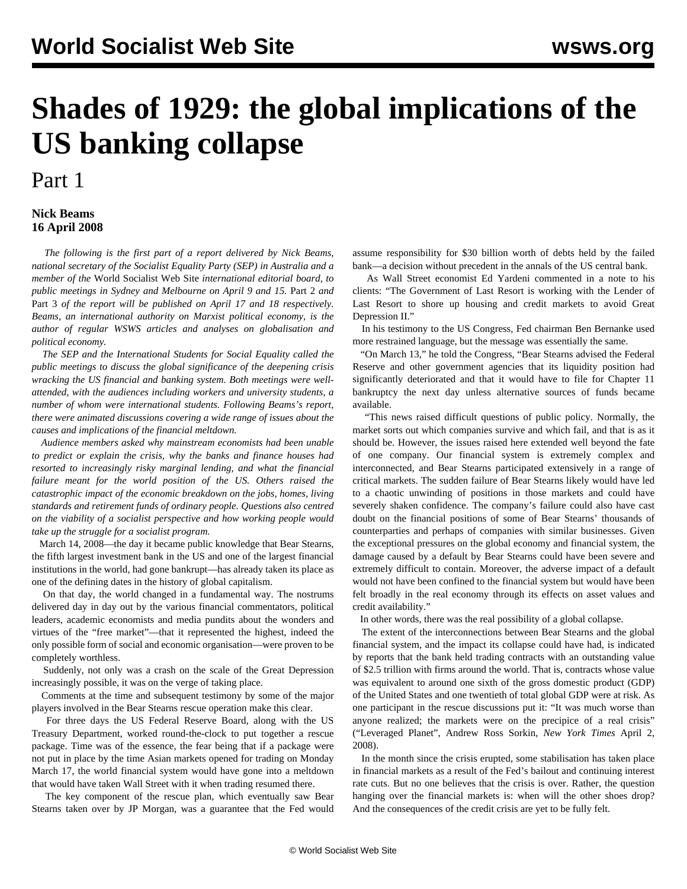# Shades of 1929: the global implications of the US banking collapse

## Part 1

**Nick Beams**
**16 April 2008**

*The following is the first part of a report delivered by Nick Beams, national secretary of the Socialist Equality Party (SEP) in Australia and a member of the* World Socialist Web Site *international editorial board, to public meetings in Sydney and Melbourne on April 9 and 15.* Part 2 *and* Part 3 *of the report will be published on April 17 and 18 respectively. Beams, an international authority on Marxist political economy, is the author of regular WSWS articles and analyses on globalisation and political economy.*

*The SEP and the International Students for Social Equality called the public meetings to discuss the global significance of the deepening crisis wracking the US financial and banking system. Both meetings were well-attended, with the audiences including workers and university students, a number of whom were international students. Following Beams's report, there were animated discussions covering a wide range of issues about the causes and implications of the financial meltdown.*

*Audience members asked why mainstream economists had been unable to predict or explain the crisis, why the banks and finance houses had resorted to increasingly risky marginal lending, and what the financial failure meant for the world position of the US. Others raised the catastrophic impact of the economic breakdown on the jobs, homes, living standards and retirement funds of ordinary people. Questions also centred on the viability of a socialist perspective and how working people would take up the struggle for a socialist program.*

March 14, 2008—the day it became public knowledge that Bear Stearns, the fifth largest investment bank in the US and one of the largest financial institutions in the world, had gone bankrupt—has already taken its place as one of the defining dates in the history of global capitalism.

On that day, the world changed in a fundamental way. The nostrums delivered day in day out by the various financial commentators, political leaders, academic economists and media pundits about the wonders and virtues of the "free market"—that it represented the highest, indeed the only possible form of social and economic organisation—were proven to be completely worthless.

Suddenly, not only was a crash on the scale of the Great Depression increasingly possible, it was on the verge of taking place.

Comments at the time and subsequent testimony by some of the major players involved in the Bear Stearns rescue operation make this clear.

For three days the US Federal Reserve Board, along with the US Treasury Department, worked round-the-clock to put together a rescue package. Time was of the essence, the fear being that if a package were not put in place by the time Asian markets opened for trading on Monday March 17, the world financial system would have gone into a meltdown that would have taken Wall Street with it when trading resumed there.

The key component of the rescue plan, which eventually saw Bear Stearns taken over by JP Morgan, was a guarantee that the Fed would assume responsibility for $30 billion worth of debts held by the failed bank—a decision without precedent in the annals of the US central bank.

As Wall Street economist Ed Yardeni commented in a note to his clients: "The Government of Last Resort is working with the Lender of Last Resort to shore up housing and credit markets to avoid Great Depression II."

In his testimony to the US Congress, Fed chairman Ben Bernanke used more restrained language, but the message was essentially the same.

"On March 13," he told the Congress, "Bear Stearns advised the Federal Reserve and other government agencies that its liquidity position had significantly deteriorated and that it would have to file for Chapter 11 bankruptcy the next day unless alternative sources of funds became available.

"This news raised difficult questions of public policy. Normally, the market sorts out which companies survive and which fail, and that is as it should be. However, the issues raised here extended well beyond the fate of one company. Our financial system is extremely complex and interconnected, and Bear Stearns participated extensively in a range of critical markets. The sudden failure of Bear Stearns likely would have led to a chaotic unwinding of positions in those markets and could have severely shaken confidence. The company's failure could also have cast doubt on the financial positions of some of Bear Stearns' thousands of counterparties and perhaps of companies with similar businesses. Given the exceptional pressures on the global economy and financial system, the damage caused by a default by Bear Stearns could have been severe and extremely difficult to contain. Moreover, the adverse impact of a default would not have been confined to the financial system but would have been felt broadly in the real economy through its effects on asset values and credit availability."

In other words, there was the real possibility of a global collapse.

The extent of the interconnections between Bear Stearns and the global financial system, and the impact its collapse could have had, is indicated by reports that the bank held trading contracts with an outstanding value of $2.5 trillion with firms around the world. That is, contracts whose value was equivalent to around one sixth of the gross domestic product (GDP) of the United States and one twentieth of total global GDP were at risk. As one participant in the rescue discussions put it: "It was much worse than anyone realized; the markets were on the precipice of a real crisis" ("Leveraged Planet", Andrew Ross Sorkin, *New York Times* April 2, 2008).

In the month since the crisis erupted, some stabilisation has taken place in financial markets as a result of the Fed's bailout and continuing interest rate cuts. But no one believes that the crisis is over. Rather, the question hanging over the financial markets is: when will the other shoes drop? And the consequences of the credit crisis are yet to be fully felt.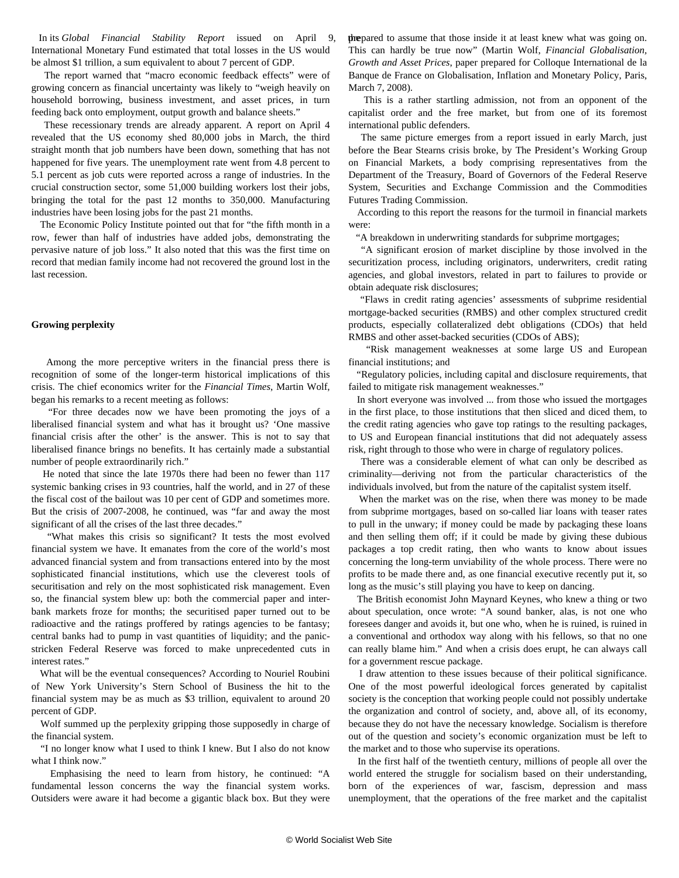In its *Global Financial Stability Report* issued on April 9, the International Monetary Fund estimated that total losses in the US would be almost $1 trillion, a sum equivalent to about 7 percent of GDP.

The report warned that "macro economic feedback effects" were of growing concern as financial uncertainty was likely to "weigh heavily on household borrowing, business investment, and asset prices, in turn feeding back onto employment, output growth and balance sheets."

These recessionary trends are already apparent. A report on April 4 revealed that the US economy shed 80,000 jobs in March, the third straight month that job numbers have been down, something that has not happened for five years. The unemployment rate went from 4.8 percent to 5.1 percent as job cuts were reported across a range of industries. In the crucial construction sector, some 51,000 building workers lost their jobs, bringing the total for the past 12 months to 350,000. Manufacturing industries have been losing jobs for the past 21 months.

The Economic Policy Institute pointed out that for "the fifth month in a row, fewer than half of industries have added jobs, demonstrating the pervasive nature of job loss." It also noted that this was the first time on record that median family income had not recovered the ground lost in the last recession.

**Growing perplexity**

Among the more perceptive writers in the financial press there is recognition of some of the longer-term historical implications of this crisis. The chief economics writer for the *Financial Times*, Martin Wolf, began his remarks to a recent meeting as follows:

"For three decades now we have been promoting the joys of a liberalised financial system and what has it brought us? 'One massive financial crisis after the other' is the answer. This is not to say that liberalised finance brings no benefits. It has certainly made a substantial number of people extraordinarily rich."

He noted that since the late 1970s there had been no fewer than 117 systemic banking crises in 93 countries, half the world, and in 27 of these the fiscal cost of the bailout was 10 per cent of GDP and sometimes more. But the crisis of 2007-2008, he continued, was "far and away the most significant of all the crises of the last three decades."

"What makes this crisis so significant? It tests the most evolved financial system we have. It emanates from the core of the world's most advanced financial system and from transactions entered into by the most sophisticated financial institutions, which use the cleverest tools of securitisation and rely on the most sophisticated risk management. Even so, the financial system blew up: both the commercial paper and inter-bank markets froze for months; the securitised paper turned out to be radioactive and the ratings proffered by ratings agencies to be fantasy; central banks had to pump in vast quantities of liquidity; and the panic-stricken Federal Reserve was forced to make unprecedented cuts in interest rates."

What will be the eventual consequences? According to Nouriel Roubini of New York University's Stern School of Business the hit to the financial system may be as much as $3 trillion, equivalent to around 20 percent of GDP.

Wolf summed up the perplexity gripping those supposedly in charge of the financial system.

"I no longer know what I used to think I knew. But I also do not know what I think now."

Emphasising the need to learn from history, he continued: "A fundamental lesson concerns the way the financial system works. Outsiders were aware it had become a gigantic black box. But they were prepared to assume that those inside it at least knew what was going on. This can hardly be true now" (Martin Wolf, *Financial Globalisation, Growth and Asset Prices*, paper prepared for Colloque International de la Banque de France on Globalisation, Inflation and Monetary Policy, Paris, March 7, 2008).

This is a rather startling admission, not from an opponent of the capitalist order and the free market, but from one of its foremost international public defenders.

The same picture emerges from a report issued in early March, just before the Bear Stearns crisis broke, by The President's Working Group on Financial Markets, a body comprising representatives from the Department of the Treasury, Board of Governors of the Federal Reserve System, Securities and Exchange Commission and the Commodities Futures Trading Commission.

According to this report the reasons for the turmoil in financial markets were:

"A breakdown in underwriting standards for subprime mortgages;

"A significant erosion of market discipline by those involved in the securitization process, including originators, underwriters, credit rating agencies, and global investors, related in part to failures to provide or obtain adequate risk disclosures;

"Flaws in credit rating agencies' assessments of subprime residential mortgage-backed securities (RMBS) and other complex structured credit products, especially collateralized debt obligations (CDOs) that held RMBS and other asset-backed securities (CDOs of ABS);

"Risk management weaknesses at some large US and European financial institutions; and

"Regulatory policies, including capital and disclosure requirements, that failed to mitigate risk management weaknesses."

In short everyone was involved ... from those who issued the mortgages in the first place, to those institutions that then sliced and diced them, to the credit rating agencies who gave top ratings to the resulting packages, to US and European financial institutions that did not adequately assess risk, right through to those who were in charge of regulatory polices.

There was a considerable element of what can only be described as criminality—deriving not from the particular characteristics of the individuals involved, but from the nature of the capitalist system itself.

When the market was on the rise, when there was money to be made from subprime mortgages, based on so-called liar loans with teaser rates to pull in the unwary; if money could be made by packaging these loans and then selling them off; if it could be made by giving these dubious packages a top credit rating, then who wants to know about issues concerning the long-term unviability of the whole process. There were no profits to be made there and, as one financial executive recently put it, so long as the music's still playing you have to keep on dancing.

The British economist John Maynard Keynes, who knew a thing or two about speculation, once wrote: "A sound banker, alas, is not one who foresees danger and avoids it, but one who, when he is ruined, is ruined in a conventional and orthodox way along with his fellows, so that no one can really blame him." And when a crisis does erupt, he can always call for a government rescue package.

I draw attention to these issues because of their political significance. One of the most powerful ideological forces generated by capitalist society is the conception that working people could not possibly undertake the organization and control of society, and, above all, of its economy, because they do not have the necessary knowledge. Socialism is therefore out of the question and society's economic organization must be left to the market and to those who supervise its operations.

In the first half of the twentieth century, millions of people all over the world entered the struggle for socialism based on their understanding, born of the experiences of war, fascism, depression and mass unemployment, that the operations of the free market and the capitalist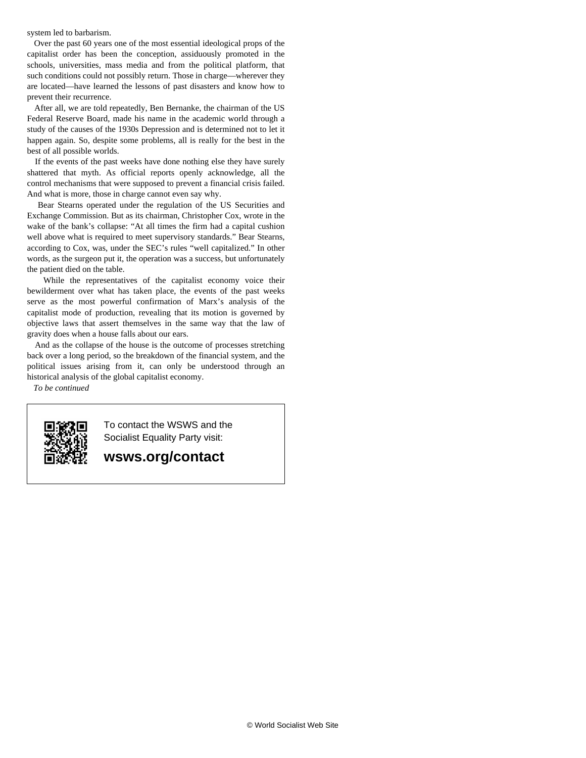system led to barbarism.

Over the past 60 years one of the most essential ideological props of the capitalist order has been the conception, assiduously promoted in the schools, universities, mass media and from the political platform, that such conditions could not possibly return. Those in charge—wherever they are located—have learned the lessons of past disasters and know how to prevent their recurrence.

After all, we are told repeatedly, Ben Bernanke, the chairman of the US Federal Reserve Board, made his name in the academic world through a study of the causes of the 1930s Depression and is determined not to let it happen again. So, despite some problems, all is really for the best in the best of all possible worlds.

If the events of the past weeks have done nothing else they have surely shattered that myth. As official reports openly acknowledge, all the control mechanisms that were supposed to prevent a financial crisis failed. And what is more, those in charge cannot even say why.

Bear Stearns operated under the regulation of the US Securities and Exchange Commission. But as its chairman, Christopher Cox, wrote in the wake of the bank's collapse: "At all times the firm had a capital cushion well above what is required to meet supervisory standards." Bear Stearns, according to Cox, was, under the SEC's rules "well capitalized." In other words, as the surgeon put it, the operation was a success, but unfortunately the patient died on the table.

While the representatives of the capitalist economy voice their bewilderment over what has taken place, the events of the past weeks serve as the most powerful confirmation of Marx's analysis of the capitalist mode of production, revealing that its motion is governed by objective laws that assert themselves in the same way that the law of gravity does when a house falls about our ears.

And as the collapse of the house is the outcome of processes stretching back over a long period, so the breakdown of the financial system, and the political issues arising from it, can only be understood through an historical analysis of the global capitalist economy.

*To be continued*

To contact the WSWS and the Socialist Equality Party visit:

**wsws.org/contact**